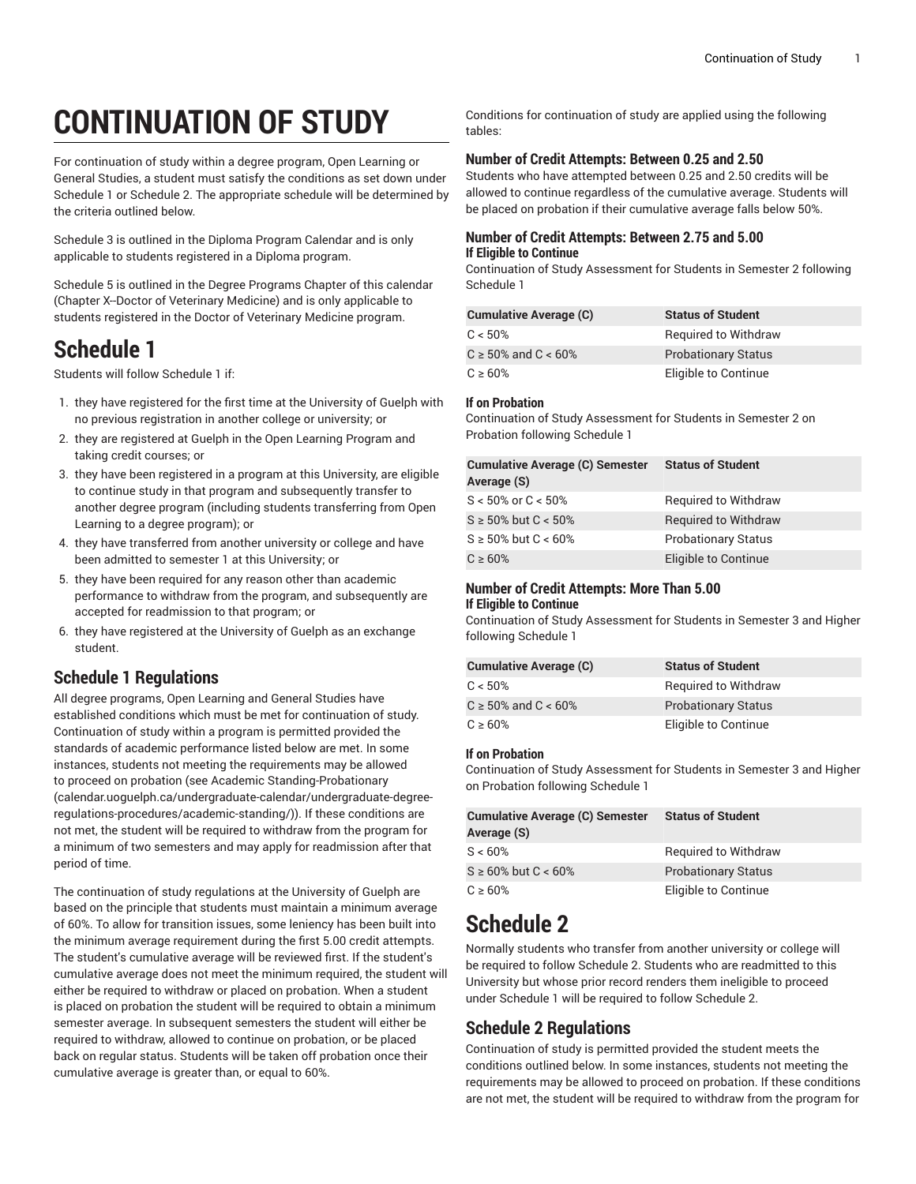# CONTINUATION OF STUDY

For continuation of study within a degree program, Open Learning or General Studies, a student must satisfy the conditions as set down under Schedule 1 or Schedule 2. The appropriate schedule will be determined by the criteria outlined below.

Schedule 3 is outlined in the Diploma Program Calendar and is only applicable to students registered in a Diploma program.

Schedule 5 is outlined in the Degree Programs Chapter of this calendar (Chapter X--Doctor of Veterinary Medicine) and is only applicable to students registered in the Doctor of Veterinary Medicine program.

## Schedule 1

Students will follow Schedule 1 if:

1. they have registered for the first time at the University of Guelph with no previous registration in another college or university; or
2. they are registered at Guelph in the Open Learning Program and taking credit courses; or
3. they have been registered in a program at this University, are eligible to continue study in that program and subsequently transfer to another degree program (including students transferring from Open Learning to a degree program); or
4. they have transferred from another university or college and have been admitted to semester 1 at this University; or
5. they have been required for any reason other than academic performance to withdraw from the program, and subsequently are accepted for readmission to that program; or
6. they have registered at the University of Guelph as an exchange student.

### Schedule 1 Regulations

All degree programs, Open Learning and General Studies have established conditions which must be met for continuation of study. Continuation of study within a program is permitted provided the standards of academic performance listed below are met. In some instances, students not meeting the requirements may be allowed to proceed on probation (see Academic Standing-Probationary (calendar.uoguelph.ca/undergraduate-calendar/undergraduate-degree-regulations-procedures/academic-standing/)). If these conditions are not met, the student will be required to withdraw from the program for a minimum of two semesters and may apply for readmission after that period of time.

The continuation of study regulations at the University of Guelph are based on the principle that students must maintain a minimum average of 60%. To allow for transition issues, some leniency has been built into the minimum average requirement during the first 5.00 credit attempts. The student's cumulative average will be reviewed first. If the student's cumulative average does not meet the minimum required, the student will either be required to withdraw or placed on probation. When a student is placed on probation the student will be required to obtain a minimum semester average. In subsequent semesters the student will either be required to withdraw, allowed to continue on probation, or be placed back on regular status. Students will be taken off probation once their cumulative average is greater than, or equal to 60%.

Conditions for continuation of study are applied using the following tables:

#### Number of Credit Attempts: Between 0.25 and 2.50

Students who have attempted between 0.25 and 2.50 credits will be allowed to continue regardless of the cumulative average. Students will be placed on probation if their cumulative average falls below 50%.

#### Number of Credit Attempts: Between 2.75 and 5.00

**If Eligible to Continue**

Continuation of Study Assessment for Students in Semester 2 following Schedule 1

| Cumulative Average (C) | Status of Student |
|---|---|
| C < 50% | Required to Withdraw |
| C ≥ 50% and C < 60% | Probationary Status |
| C ≥ 60% | Eligible to Continue |

**If on Probation**

Continuation of Study Assessment for Students in Semester 2 on Probation following Schedule 1

| Cumulative Average (C) Semester Average (S) | Status of Student |
|---|---|
| S < 50% or C < 50% | Required to Withdraw |
| S ≥ 50% but C < 50% | Required to Withdraw |
| S ≥ 50% but C < 60% | Probationary Status |
| C ≥ 60% | Eligible to Continue |

#### Number of Credit Attempts: More Than 5.00

**If Eligible to Continue**

Continuation of Study Assessment for Students in Semester 3 and Higher following Schedule 1

| Cumulative Average (C) | Status of Student |
|---|---|
| C < 50% | Required to Withdraw |
| C ≥ 50% and C < 60% | Probationary Status |
| C ≥ 60% | Eligible to Continue |

**If on Probation**

Continuation of Study Assessment for Students in Semester 3 and Higher on Probation following Schedule 1

| Cumulative Average (C) Semester Average (S) | Status of Student |
|---|---|
| S < 60% | Required to Withdraw |
| S ≥ 60% but C < 60% | Probationary Status |
| C ≥ 60% | Eligible to Continue |

## Schedule 2

Normally students who transfer from another university or college will be required to follow Schedule 2. Students who are readmitted to this University but whose prior record renders them ineligible to proceed under Schedule 1 will be required to follow Schedule 2.

### Schedule 2 Regulations

Continuation of study is permitted provided the student meets the conditions outlined below. In some instances, students not meeting the requirements may be allowed to proceed on probation. If these conditions are not met, the student will be required to withdraw from the program for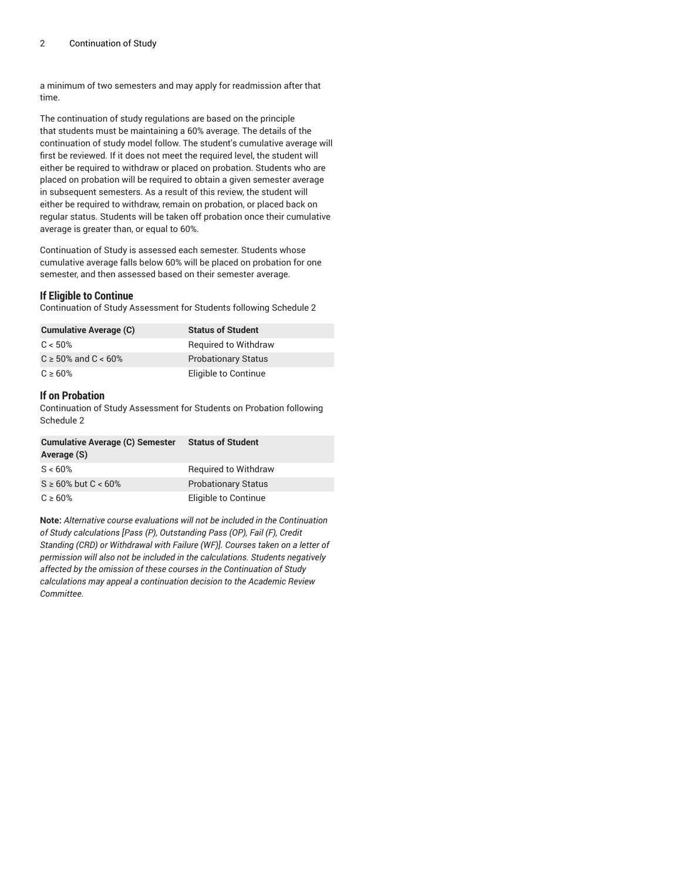a minimum of two semesters and may apply for readmission after that time.

The continuation of study regulations are based on the principle that students must be maintaining a 60% average. The details of the continuation of study model follow. The student's cumulative average will first be reviewed. If it does not meet the required level, the student will either be required to withdraw or placed on probation. Students who are placed on probation will be required to obtain a given semester average in subsequent semesters. As a result of this review, the student will either be required to withdraw, remain on probation, or placed back on regular status. Students will be taken off probation once their cumulative average is greater than, or equal to 60%.

Continuation of Study is assessed each semester. Students whose cumulative average falls below 60% will be placed on probation for one semester, and then assessed based on their semester average.

### If Eligible to Continue

Continuation of Study Assessment for Students following Schedule 2

| Cumulative Average (C) | Status of Student |
|---|---|
| C < 50% | Required to Withdraw |
| C ≥ 50% and C < 60% | Probationary Status |
| C ≥ 60% | Eligible to Continue |

### If on Probation

Continuation of Study Assessment for Students on Probation following Schedule 2

| Cumulative Average (C) Semester Average (S) | Status of Student |
|---|---|
| S < 60% | Required to Withdraw |
| S ≥ 60% but C < 60% | Probationary Status |
| C ≥ 60% | Eligible to Continue |

**Note:** *Alternative course evaluations will not be included in the Continuation of Study calculations [Pass (P), Outstanding Pass (OP), Fail (F), Credit Standing (CRD) or Withdrawal with Failure (WF)]. Courses taken on a letter of permission will also not be included in the calculations. Students negatively affected by the omission of these courses in the Continuation of Study calculations may appeal a continuation decision to the Academic Review Committee.*